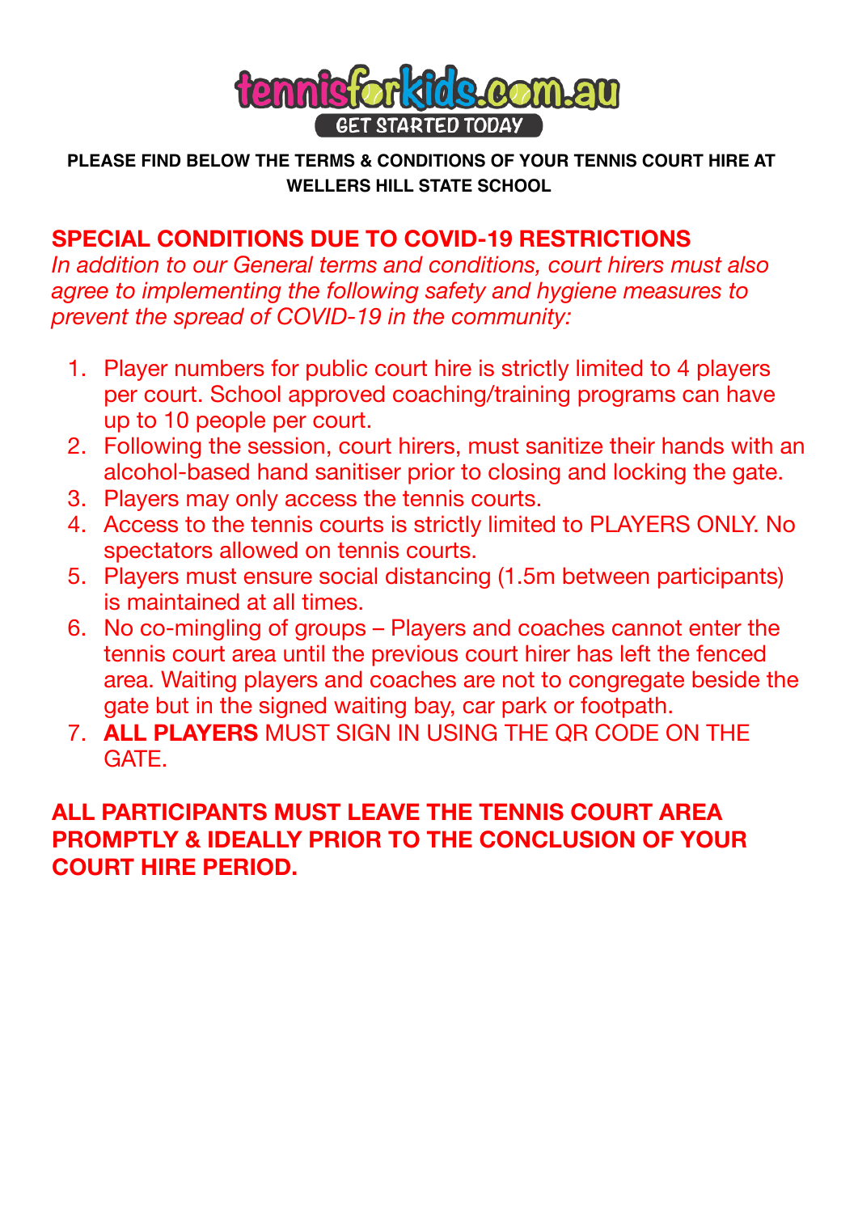tennisforkids.com.au

GET STARTED TODAY

**PLEASE FIND BELOW THE TERMS & CONDITIONS OF YOUR TENNIS COURT HIRE AT WELLERS HILL STATE SCHOOL**

## SPECIAL CONDITIONS DUE TO COVID-19 RESTRICTIONS

*In addition to our General terms and conditions, court hirers must also agree to implementing the following safety and hygiene measures to prevent the spread of COVID-19 in the community:*

1. Player numbers for public court hire is strictly limited to 4 players per court. School approved coaching/training programs can have up to 10 people per court.
2. Following the session, court hirers, must sanitize their hands with an alcohol-based hand sanitiser prior to closing and locking the gate.
3. Players may only access the tennis courts.
4. Access to the tennis courts is strictly limited to PLAYERS ONLY. No spectators allowed on tennis courts.
5. Players must ensure social distancing (1.5m between participants) is maintained at all times.
6. No co-mingling of groups – Players and coaches cannot enter the tennis court area until the previous court hirer has left the fenced area. Waiting players and coaches are not to congregate beside the gate but in the signed waiting bay, car park or footpath.
7. **ALL PLAYERS** MUST SIGN IN USING THE QR CODE ON THE GATE.

**ALL PARTICIPANTS MUST LEAVE THE TENNIS COURT AREA PROMPTLY & IDEALLY PRIOR TO THE CONCLUSION OF YOUR COURT HIRE PERIOD.**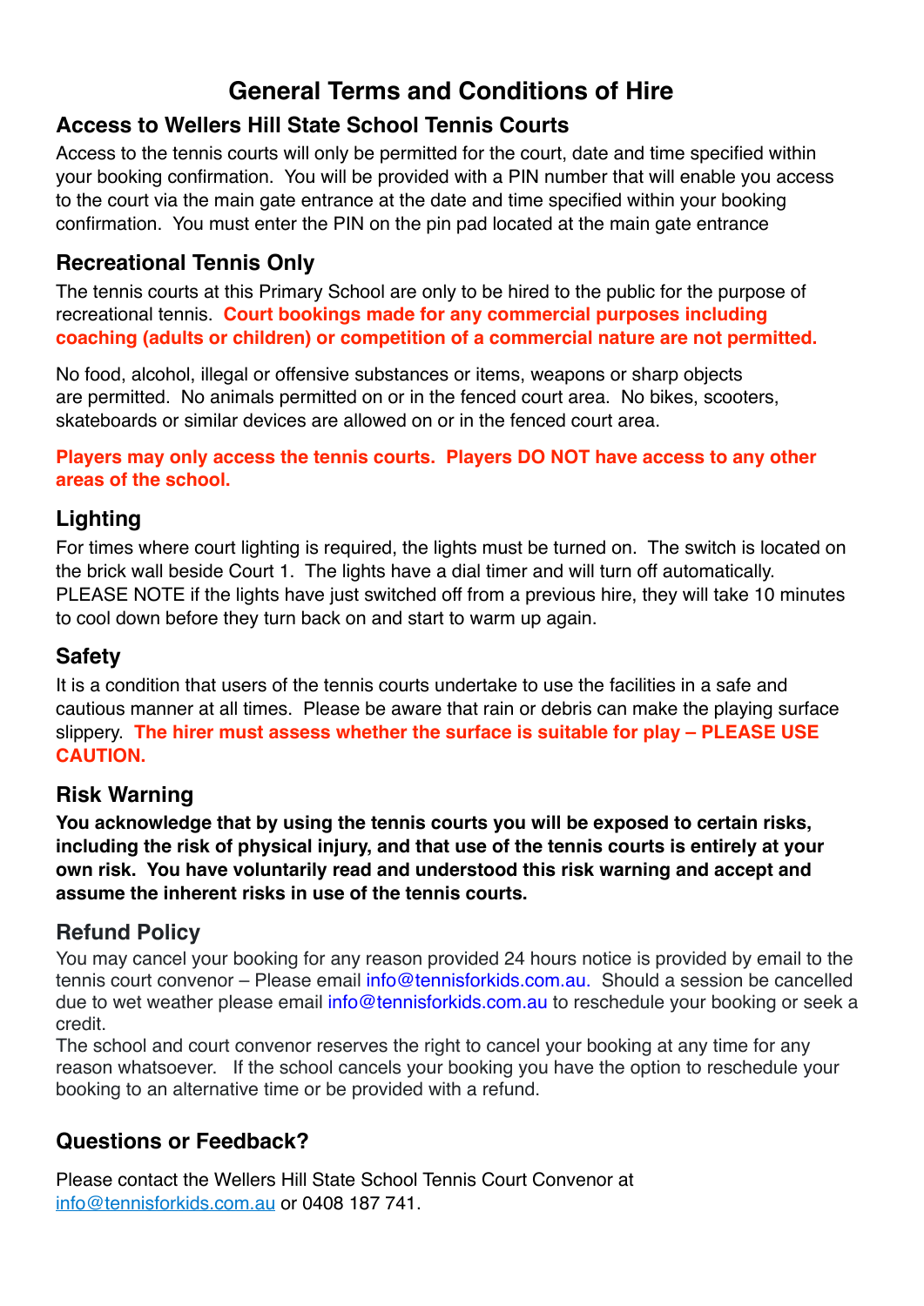# General Terms and Conditions of Hire

## Access to Wellers Hill State School Tennis Courts

Access to the tennis courts will only be permitted for the court, date and time specified within your booking confirmation. You will be provided with a PIN number that will enable you access to the court via the main gate entrance at the date and time specified within your booking confirmation. You must enter the PIN on the pin pad located at the main gate entrance

## Recreational Tennis Only

The tennis courts at this Primary School are only to be hired to the public for the purpose of recreational tennis. **Court bookings made for any commercial purposes including coaching (adults or children) or competition of a commercial nature are not permitted.**

No food, alcohol, illegal or offensive substances or items, weapons or sharp objects are permitted. No animals permitted on or in the fenced court area. No bikes, scooters, skateboards or similar devices are allowed on or in the fenced court area.

**Players may only access the tennis courts. Players DO NOT have access to any other areas of the school.**

## Lighting

For times where court lighting is required, the lights must be turned on. The switch is located on the brick wall beside Court 1. The lights have a dial timer and will turn off automatically. PLEASE NOTE if the lights have just switched off from a previous hire, they will take 10 minutes to cool down before they turn back on and start to warm up again.

## Safety

It is a condition that users of the tennis courts undertake to use the facilities in a safe and cautious manner at all times. Please be aware that rain or debris can make the playing surface slippery. **The hirer must assess whether the surface is suitable for play – PLEASE USE CAUTION.**

## Risk Warning

**You acknowledge that by using the tennis courts you will be exposed to certain risks, including the risk of physical injury, and that use of the tennis courts is entirely at your own risk. You have voluntarily read and understood this risk warning and accept and assume the inherent risks in use of the tennis courts.**

## Refund Policy

You may cancel your booking for any reason provided 24 hours notice is provided by email to the tennis court convenor – Please email info@tennisforkids.com.au. Should a session be cancelled due to wet weather please email info@tennisforkids.com.au to reschedule your booking or seek a credit.

The school and court convenor reserves the right to cancel your booking at any time for any reason whatsoever. If the school cancels your booking you have the option to reschedule your booking to an alternative time or be provided with a refund.

## Questions or Feedback?

Please contact the Wellers Hill State School Tennis Court Convenor at info@tennisforkids.com.au or 0408 187 741.